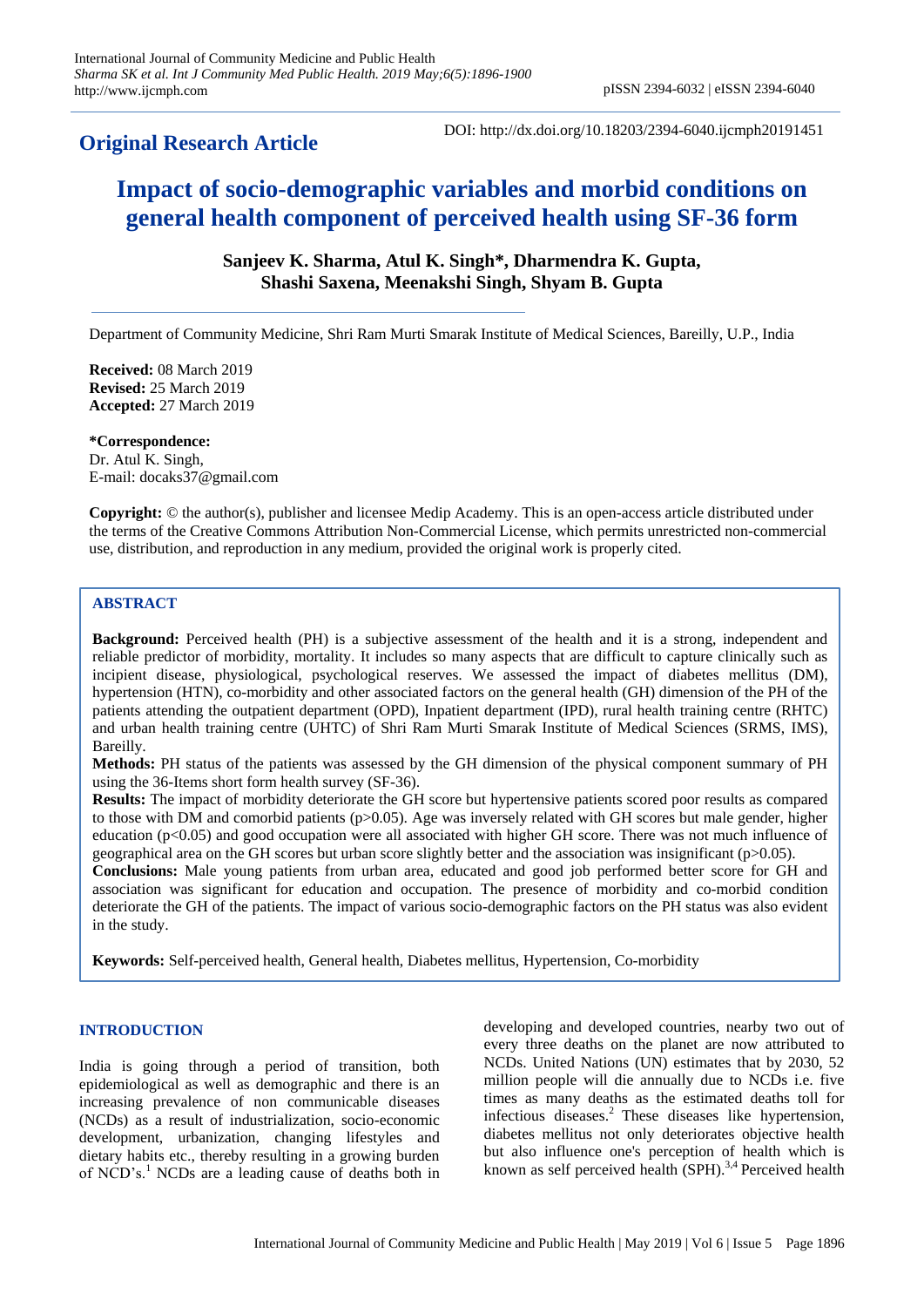## Original Research Article

DOI: http://dx.doi.org/10.18203/2394-6040.ijcmph20191451

# Impact of socio-demographic variables and morbid conditions on general health component of perceived health using SF-36 form

**Sanjeev K. Sharma, Atul K. Singh*, Dharmendra K. Gupta, Shashi Saxena, Meenakshi Singh, Shyam B. Gupta**

Department of Community Medicine, Shri Ram Murti Smarak Institute of Medical Sciences, Bareilly, U.P., India

**Received:** 08 March 2019
**Revised:** 25 March 2019
**Accepted:** 27 March 2019

***Correspondence:**
Dr. Atul K. Singh,
E-mail: docaks37@gmail.com

**Copyright:** © the author(s), publisher and licensee Medip Academy. This is an open-access article distributed under the terms of the Creative Commons Attribution Non-Commercial License, which permits unrestricted non-commercial use, distribution, and reproduction in any medium, provided the original work is properly cited.

## ABSTRACT

**Background:** Perceived health (PH) is a subjective assessment of the health and it is a strong, independent and reliable predictor of morbidity, mortality. It includes so many aspects that are difficult to capture clinically such as incipient disease, physiological, psychological reserves. We assessed the impact of diabetes mellitus (DM), hypertension (HTN), co-morbidity and other associated factors on the general health (GH) dimension of the PH of the patients attending the outpatient department (OPD), Inpatient department (IPD), rural health training centre (RHTC) and urban health training centre (UHTC) of Shri Ram Murti Smarak Institute of Medical Sciences (SRMS, IMS), Bareilly.

**Methods:** PH status of the patients was assessed by the GH dimension of the physical component summary of PH using the 36-Items short form health survey (SF-36).

**Results:** The impact of morbidity deteriorate the GH score but hypertensive patients scored poor results as compared to those with DM and comorbid patients ($p>0.05$). Age was inversely related with GH scores but male gender, higher education ($p<0.05$) and good occupation were all associated with higher GH score. There was not much influence of geographical area on the GH scores but urban score slightly better and the association was insignificant ($p>0.05$).

**Conclusions:** Male young patients from urban area, educated and good job performed better score for GH and association was significant for education and occupation. The presence of morbidity and co-morbid condition deteriorate the GH of the patients. The impact of various socio-demographic factors on the PH status was also evident in the study.

**Keywords:** Self-perceived health, General health, Diabetes mellitus, Hypertension, Co-morbidity

## INTRODUCTION

India is going through a period of transition, both epidemiological as well as demographic and there is an increasing prevalence of non communicable diseases (NCDs) as a result of industrialization, socio-economic development, urbanization, changing lifestyles and dietary habits etc., thereby resulting in a growing burden of NCD's.[1] NCDs are a leading cause of deaths both in developing and developed countries, nearby two out of every three deaths on the planet are now attributed to NCDs. United Nations (UN) estimates that by 2030, 52 million people will die annually due to NCDs i.e. five times as many deaths as the estimated deaths toll for infectious diseases.[2] These diseases like hypertension, diabetes mellitus not only deteriorates objective health but also influence one's perception of health which is known as self perceived health (SPH).[3,4] Perceived health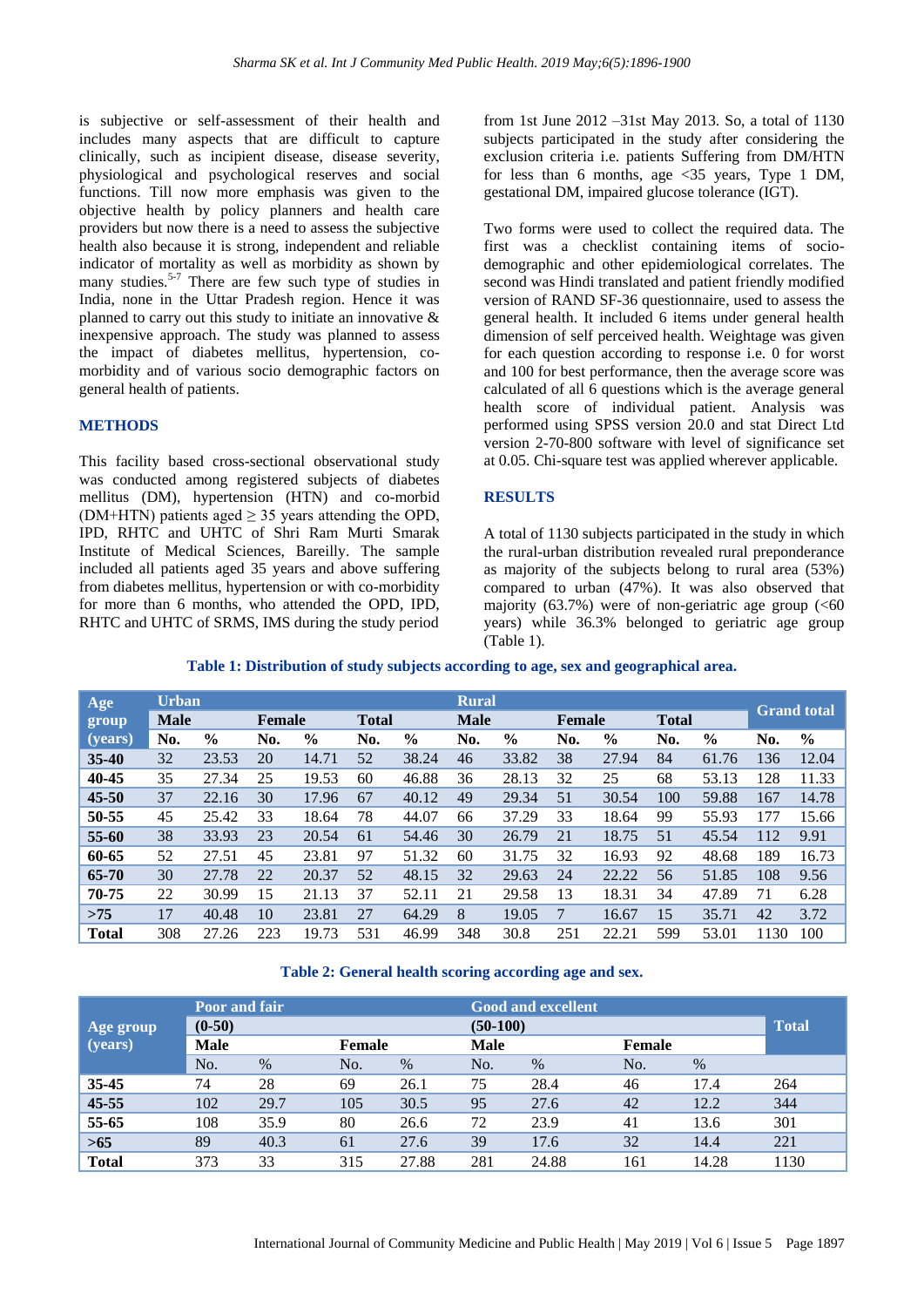is subjective or self-assessment of their health and includes many aspects that are difficult to capture clinically, such as incipient disease, disease severity, physiological and psychological reserves and social functions. Till now more emphasis was given to the objective health by policy planners and health care providers but now there is a need to assess the subjective health also because it is strong, independent and reliable indicator of mortality as well as morbidity as shown by many studies.[5-7] There are few such type of studies in India, none in the Uttar Pradesh region. Hence it was planned to carry out this study to initiate an innovative & inexpensive approach. The study was planned to assess the impact of diabetes mellitus, hypertension, co-morbidity and of various socio demographic factors on general health of patients.

## METHODS

This facility based cross-sectional observational study was conducted among registered subjects of diabetes mellitus (DM), hypertension (HTN) and co-morbid (DM+HTN) patients aged ≥ 35 years attending the OPD, IPD, RHTC and UHTC of Shri Ram Murti Smarak Institute of Medical Sciences, Bareilly. The sample included all patients aged 35 years and above suffering from diabetes mellitus, hypertension or with co-morbidity for more than 6 months, who attended the OPD, IPD, RHTC and UHTC of SRMS, IMS during the study period from 1st June 2012 –31st May 2013. So, a total of 1130 subjects participated in the study after considering the exclusion criteria i.e. patients Suffering from DM/HTN for less than 6 months, age <35 years, Type 1 DM, gestational DM, impaired glucose tolerance (IGT).

Two forms were used to collect the required data. The first was a checklist containing items of socio-demographic and other epidemiological correlates. The second was Hindi translated and patient friendly modified version of RAND SF-36 questionnaire, used to assess the general health. It included 6 items under general health dimension of self perceived health. Weightage was given for each question according to response i.e. 0 for worst and 100 for best performance, then the average score was calculated of all 6 questions which is the average general health score of individual patient. Analysis was performed using SPSS version 20.0 and stat Direct Ltd version 2-70-800 software with level of significance set at 0.05. Chi-square test was applied wherever applicable.

## RESULTS

A total of 1130 subjects participated in the study in which the rural-urban distribution revealed rural preponderance as majority of the subjects belong to rural area (53%) compared to urban (47%). It was also observed that majority (63.7%) were of non-geriatric age group (<60 years) while 36.3% belonged to geriatric age group (Table 1).

**Table 1: Distribution of study subjects according to age, sex and geographical area.**

| Age group (years) | Urban | | | | | | Rural | | | | | | Grand total | |
|---|---|---|---|---|---|---|---|---|---|---|---|---|---|---|
| | Male | | Female | | Total | | Male | | Female | | Total | | | |
| | No. | % | No. | % | No. | % | No. | % | No. | % | No. | % | No. | % |
| **35-40** | 32 | 23.53 | 20 | 14.71 | 52 | 38.24 | 46 | 33.82 | 38 | 27.94 | 84 | 61.76 | 136 | 12.04 |
| **40-45** | 35 | 27.34 | 25 | 19.53 | 60 | 46.88 | 36 | 28.13 | 32 | 25 | 68 | 53.13 | 128 | 11.33 |
| **45-50** | 37 | 22.16 | 30 | 17.96 | 67 | 40.12 | 49 | 29.34 | 51 | 30.54 | 100 | 59.88 | 167 | 14.78 |
| **50-55** | 45 | 25.42 | 33 | 18.64 | 78 | 44.07 | 66 | 37.29 | 33 | 18.64 | 99 | 55.93 | 177 | 15.66 |
| **55-60** | 38 | 33.93 | 23 | 20.54 | 61 | 54.46 | 30 | 26.79 | 21 | 18.75 | 51 | 45.54 | 112 | 9.91 |
| **60-65** | 52 | 27.51 | 45 | 23.81 | 97 | 51.32 | 60 | 31.75 | 32 | 16.93 | 92 | 48.68 | 189 | 16.73 |
| **65-70** | 30 | 27.78 | 22 | 20.37 | 52 | 48.15 | 32 | 29.63 | 24 | 22.22 | 56 | 51.85 | 108 | 9.56 |
| **70-75** | 22 | 30.99 | 15 | 21.13 | 37 | 52.11 | 21 | 29.58 | 13 | 18.31 | 34 | 47.89 | 71 | 6.28 |
| **>75** | 17 | 40.48 | 10 | 23.81 | 27 | 64.29 | 8 | 19.05 | 7 | 16.67 | 15 | 35.71 | 42 | 3.72 |
| **Total** | 308 | 27.26 | 223 | 19.73 | 531 | 46.99 | 348 | 30.8 | 251 | 22.21 | 599 | 53.01 | 1130 | 100 |

**Table 2: General health scoring according age and sex.**

| Age group (years) | Poor and fair (0-50) | | | | Good and excellent (50-100) | | | | Total |
|---|---|---|---|---|---|---|---|---|---|
| | Male | | Female | | Male | | Female | | |
| | No. | % | No. | % | No. | % | No. | % | |
| **35-45** | 74 | 28 | 69 | 26.1 | 75 | 28.4 | 46 | 17.4 | 264 |
| **45-55** | 102 | 29.7 | 105 | 30.5 | 95 | 27.6 | 42 | 12.2 | 344 |
| **55-65** | 108 | 35.9 | 80 | 26.6 | 72 | 23.9 | 41 | 13.6 | 301 |
| **>65** | 89 | 40.3 | 61 | 27.6 | 39 | 17.6 | 32 | 14.4 | 221 |
| **Total** | 373 | 33 | 315 | 27.88 | 281 | 24.88 | 161 | 14.28 | 1130 |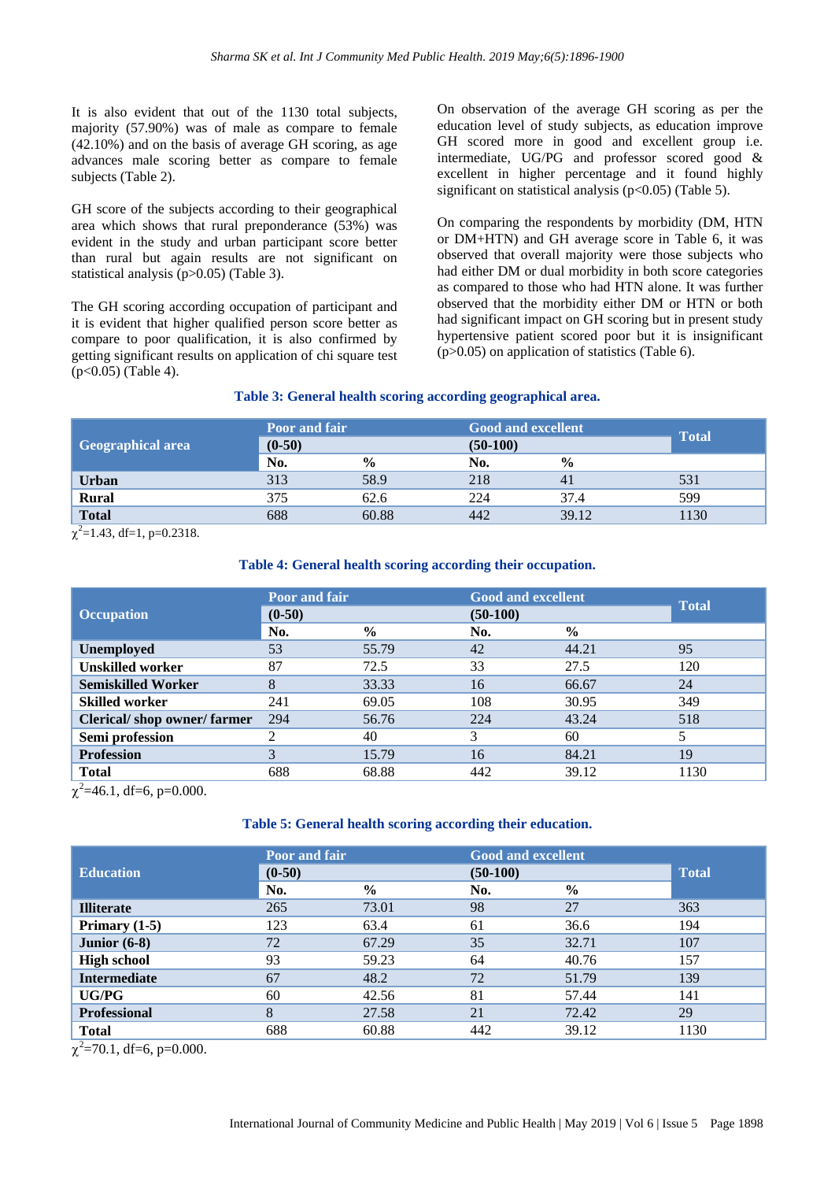It is also evident that out of the 1130 total subjects, majority (57.90%) was of male as compare to female (42.10%) and on the basis of average GH scoring, as age advances male scoring better as compare to female subjects (Table 2).

GH score of the subjects according to their geographical area which shows that rural preponderance (53%) was evident in the study and urban participant score better than rural but again results are not significant on statistical analysis (p>0.05) (Table 3).

The GH scoring according occupation of participant and it is evident that higher qualified person score better as compare to poor qualification, it is also confirmed by getting significant results on application of chi square test (p<0.05) (Table 4).

On observation of the average GH scoring as per the education level of study subjects, as education improve GH scored more in good and excellent group i.e. intermediate, UG/PG and professor scored good & excellent in higher percentage and it found highly significant on statistical analysis (p<0.05) (Table 5).

On comparing the respondents by morbidity (DM, HTN or DM+HTN) and GH average score in Table 6, it was observed that overall majority were those subjects who had either DM or dual morbidity in both score categories as compared to those who had HTN alone. It was further observed that the morbidity either DM or HTN or both had significant impact on GH scoring but in present study hypertensive patient scored poor but it is insignificant (p>0.05) on application of statistics (Table 6).

**Table 3: General health scoring according geographical area.**

| Geographical area | Poor and fair (0-50) | | Good and excellent (50-100) | | Total |
|---|---|---|---|---|---|
| | No. | % | No. | % | |
| **Urban** | 313 | 58.9 | 218 | 41 | 531 |
| **Rural** | 375 | 62.6 | 224 | 37.4 | 599 |
| **Total** | 688 | 60.88 | 442 | 39.12 | 1130 |

$\chi^2$=1.43, df=1, p=0.2318.

**Table 4: General health scoring according their occupation.**

| Occupation | Poor and fair (0-50) | | Good and excellent (50-100) | | Total |
|---|---|---|---|---|---|
| | No. | % | No. | % | |
| **Unemployed** | 53 | 55.79 | 42 | 44.21 | 95 |
| **Unskilled worker** | 87 | 72.5 | 33 | 27.5 | 120 |
| **Semiskilled Worker** | 8 | 33.33 | 16 | 66.67 | 24 |
| **Skilled worker** | 241 | 69.05 | 108 | 30.95 | 349 |
| **Clerical/ shop owner/ farmer** | 294 | 56.76 | 224 | 43.24 | 518 |
| **Semi profession** | 2 | 40 | 3 | 60 | 5 |
| **Profession** | 3 | 15.79 | 16 | 84.21 | 19 |
| **Total** | 688 | 68.88 | 442 | 39.12 | 1130 |

$\chi^2$=46.1, df=6, p=0.000.

**Table 5: General health scoring according their education.**

| Education | Poor and fair (0-50) | | Good and excellent (50-100) | | Total |
|---|---|---|---|---|---|
| | No. | % | No. | % | |
| **Illiterate** | 265 | 73.01 | 98 | 27 | 363 |
| **Primary (1-5)** | 123 | 63.4 | 61 | 36.6 | 194 |
| **Junior (6-8)** | 72 | 67.29 | 35 | 32.71 | 107 |
| **High school** | 93 | 59.23 | 64 | 40.76 | 157 |
| **Intermediate** | 67 | 48.2 | 72 | 51.79 | 139 |
| **UG/PG** | 60 | 42.56 | 81 | 57.44 | 141 |
| **Professional** | 8 | 27.58 | 21 | 72.42 | 29 |
| **Total** | 688 | 60.88 | 442 | 39.12 | 1130 |

$\chi^2$=70.1, df=6, p=0.000.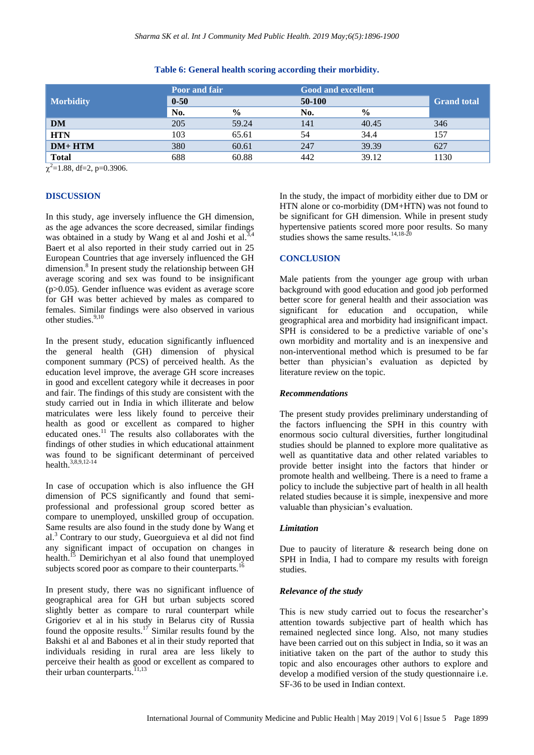**Table 6: General health scoring according their morbidity.**

| Morbidity | Poor and fair | | Good and excellent | | Grand total |
|---|---|---|---|---|---|
| | 0-50 | | 50-100 | | |
| | No. | % | No. | % | |
| **DM** | 205 | 59.24 | 141 | 40.45 | 346 |
| **HTN** | 103 | 65.61 | 54 | 34.4 | 157 |
| **DM+ HTM** | 380 | 60.61 | 247 | 39.39 | 627 |
| **Total** | 688 | 60.88 | 442 | 39.12 | 1130 |

$\chi^2$=1.88, df=2, p=0.3906.

## DISCUSSION

In this study, age inversely influence the GH dimension, as the age advances the score decreased, similar findings was obtained in a study by Wang et al and Joshi et al.[3,4] Baert et al also reported in their study carried out in 25 European Countries that age inversely influenced the GH dimension.[8] In present study the relationship between GH average scoring and sex was found to be insignificant (p>0.05). Gender influence was evident as average score for GH was better achieved by males as compared to females. Similar findings were also observed in various other studies.[9,10]

In the present study, education significantly influenced the general health (GH) dimension of physical component summary (PCS) of perceived health. As the education level improve, the average GH score increases in good and excellent category while it decreases in poor and fair. The findings of this study are consistent with the study carried out in India in which illiterate and below matriculates were less likely found to perceive their health as good or excellent as compared to higher educated ones.[11] The results also collaborates with the findings of other studies in which educational attainment was found to be significant determinant of perceived health.[3,8,9,12-14]

In case of occupation which is also influence the GH dimension of PCS significantly and found that semi-professional and professional group scored better as compare to unemployed, unskilled group of occupation. Same results are also found in the study done by Wang et al.[3] Contrary to our study, Gueorguieva et al did not find any significant impact of occupation on changes in health.[15] Demirichyan et al also found that unemployed subjects scored poor as compare to their counterparts.[16]

In present study, there was no significant influence of geographical area for GH but urban subjects scored slightly better as compare to rural counterpart while Grigoriev et al in his study in Belarus city of Russia found the opposite results.[17] Similar results found by the Bakshi et al and Babones et al in their study reported that individuals residing in rural area are less likely to perceive their health as good or excellent as compared to their urban counterparts.[11,13]

In the study, the impact of morbidity either due to DM or HTN alone or co-morbidity (DM+HTN) was not found to be significant for GH dimension. While in present study hypertensive patients scored more poor results. So many studies shows the same results.[14,18-20]

## CONCLUSION

Male patients from the younger age group with urban background with good education and good job performed better score for general health and their association was significant for education and occupation, while geographical area and morbidity had insignificant impact. SPH is considered to be a predictive variable of one's own morbidity and mortality and is an inexpensive and non-interventional method which is presumed to be far better than physician's evaluation as depicted by literature review on the topic.

### *Recommendations*

The present study provides preliminary understanding of the factors influencing the SPH in this country with enormous socio cultural diversities, further longitudinal studies should be planned to explore more qualitative as well as quantitative data and other related variables to provide better insight into the factors that hinder or promote health and wellbeing. There is a need to frame a policy to include the subjective part of health in all health related studies because it is simple, inexpensive and more valuable than physician's evaluation.

### *Limitation*

Due to paucity of literature & research being done on SPH in India, I had to compare my results with foreign studies.

### *Relevance of the study*

This is new study carried out to focus the researcher's attention towards subjective part of health which has remained neglected since long. Also, not many studies have been carried out on this subject in India, so it was an initiative taken on the part of the author to study this topic and also encourages other authors to explore and develop a modified version of the study questionnaire i.e. SF-36 to be used in Indian context.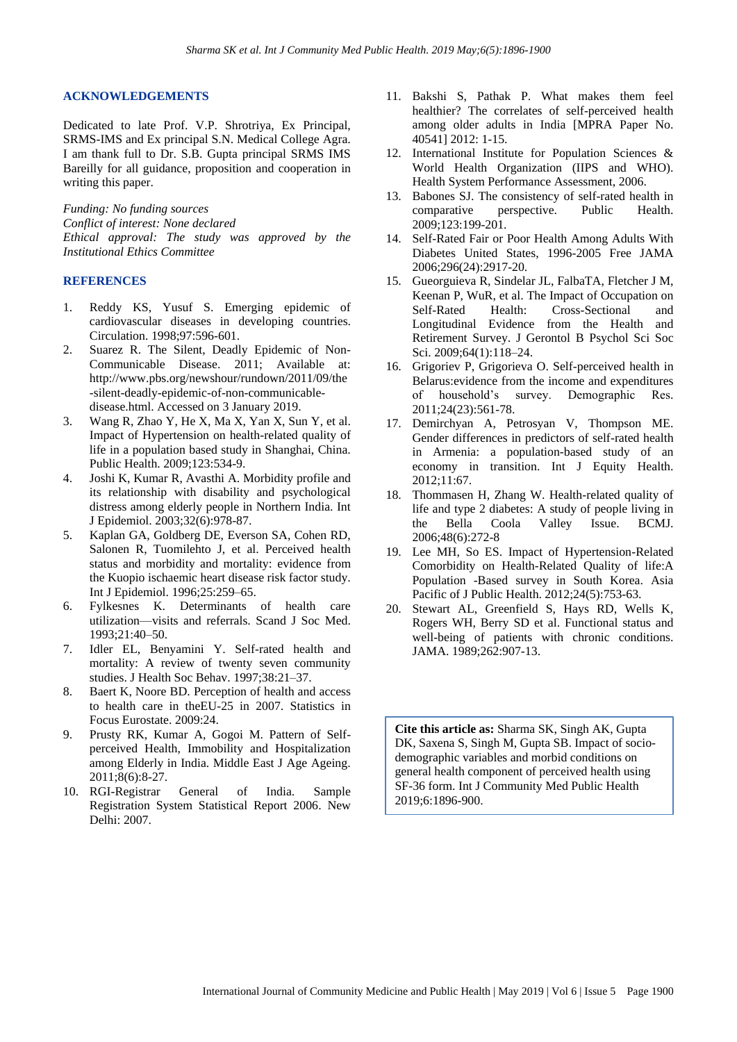## ACKNOWLEDGEMENTS

Dedicated to late Prof. V.P. Shrotriya, Ex Principal, SRMS-IMS and Ex principal S.N. Medical College Agra. I am thank full to Dr. S.B. Gupta principal SRMS IMS Bareilly for all guidance, proposition and cooperation in writing this paper.

*Funding: No funding sources*
*Conflict of interest: None declared*
*Ethical approval: The study was approved by the Institutional Ethics Committee*

## REFERENCES

1. Reddy KS, Yusuf S. Emerging epidemic of cardiovascular diseases in developing countries. Circulation. 1998;97:596-601.
2. Suarez R. The Silent, Deadly Epidemic of Non-Communicable Disease. 2011; Available at: http://www.pbs.org/newshour/rundown/2011/09/the-silent-deadly-epidemic-of-non-communicable-disease.html. Accessed on 3 January 2019.
3. Wang R, Zhao Y, He X, Ma X, Yan X, Sun Y, et al. Impact of Hypertension on health-related quality of life in a population based study in Shanghai, China. Public Health. 2009;123:534-9.
4. Joshi K, Kumar R, Avasthi A. Morbidity profile and its relationship with disability and psychological distress among elderly people in Northern India. Int J Epidemiol. 2003;32(6):978-87.
5. Kaplan GA, Goldberg DE, Everson SA, Cohen RD, Salonen R, Tuomilehto J, et al. Perceived health status and morbidity and mortality: evidence from the Kuopio ischaemic heart disease risk factor study. Int J Epidemiol. 1996;25:259–65.
6. Fylkesnes K. Determinants of health care utilization—visits and referrals. Scand J Soc Med. 1993;21:40–50.
7. Idler EL, Benyamini Y. Self-rated health and mortality: A review of twenty seven community studies. J Health Soc Behav. 1997;38:21–37.
8. Baert K, Noore BD. Perception of health and access to health care in theEU-25 in 2007. Statistics in Focus Eurostate. 2009:24.
9. Prusty RK, Kumar A, Gogoi M. Pattern of Self-perceived Health, Immobility and Hospitalization among Elderly in India. Middle East J Age Ageing. 2011;8(6):8-27.
10. RGI-Registrar General of India. Sample Registration System Statistical Report 2006. New Delhi: 2007.
11. Bakshi S, Pathak P. What makes them feel healthier? The correlates of self-perceived health among older adults in India [MPRA Paper No. 40541] 2012: 1-15.
12. International Institute for Population Sciences & World Health Organization (IIPS and WHO). Health System Performance Assessment, 2006.
13. Babones SJ. The consistency of self-rated health in comparative perspective. Public Health. 2009;123:199-201.
14. Self-Rated Fair or Poor Health Among Adults With Diabetes United States, 1996-2005 Free JAMA 2006;296(24):2917-20.
15. Gueorguieva R, Sindelar JL, FalbaTA, Fletcher J M, Keenan P, WuR, et al. The Impact of Occupation on Self-Rated Health: Cross-Sectional and Longitudinal Evidence from the Health and Retirement Survey. J Gerontol B Psychol Sci Soc Sci. 2009;64(1):118–24.
16. Grigoriev P, Grigorieva O. Self-perceived health in Belarus:evidence from the income and expenditures of household's survey. Demographic Res. 2011;24(23):561-78.
17. Demirchyan A, Petrosyan V, Thompson ME. Gender differences in predictors of self-rated health in Armenia: a population-based study of an economy in transition. Int J Equity Health. 2012;11:67.
18. Thommasen H, Zhang W. Health-related quality of life and type 2 diabetes: A study of people living in the Bella Coola Valley Issue. BCMJ. 2006;48(6):272-8
19. Lee MH, So ES. Impact of Hypertension-Related Comorbidity on Health-Related Quality of life:A Population -Based survey in South Korea. Asia Pacific of J Public Health. 2012;24(5):753-63.
20. Stewart AL, Greenfield S, Hays RD, Wells K, Rogers WH, Berry SD et al. Functional status and well-being of patients with chronic conditions. JAMA. 1989;262:907-13.

**Cite this article as:** Sharma SK, Singh AK, Gupta DK, Saxena S, Singh M, Gupta SB. Impact of socio-demographic variables and morbid conditions on general health component of perceived health using SF-36 form. Int J Community Med Public Health 2019;6:1896-900.